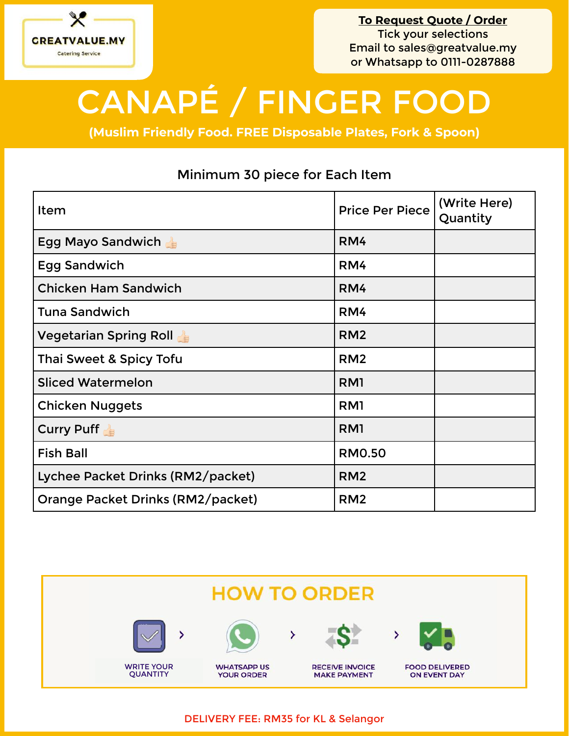GREATVALUE.MY

Catering Service

**To Request Quote / Order**

Tick your selections

Email to sales@greatvalue.my

or Whatsapp to 0111-0287888

# CANAPÉ / FINGER FOOD

**(Muslim Friendly Food. FREE Disposable Plates, Fork & Spoon)**

Minimum 30 piece for Each Item

| Item | Price Per Piece | (Write Here) Quantity |
|---|---|---|
| Egg Mayo Sandwich 👍 | RM4 | |
| Egg Sandwich | RM4 | |
| Chicken Ham Sandwich | RM4 | |
| Tuna Sandwich | RM4 | |
| Vegetarian Spring Roll 👍 | RM2 | |
| Thai Sweet & Spicy Tofu | RM2 | |
| Sliced Watermelon | RM1 | |
| Chicken Nuggets | RM1 | |
| Curry Puff 👍 | RM1 | |
| Fish Ball | RM0.50 | |
| Lychee Packet Drinks (RM2/packet) | RM2 | |
| Orange Packet Drinks (RM2/packet) | RM2 | |

## HOW TO ORDER

WRITE YOUR QUANTITY > WHATSAPP US YOUR ORDER > RECEIVE INVOICE MAKE PAYMENT > FOOD DELIVERED ON EVENT DAY

DELIVERY FEE: RM35 for KL & Selangor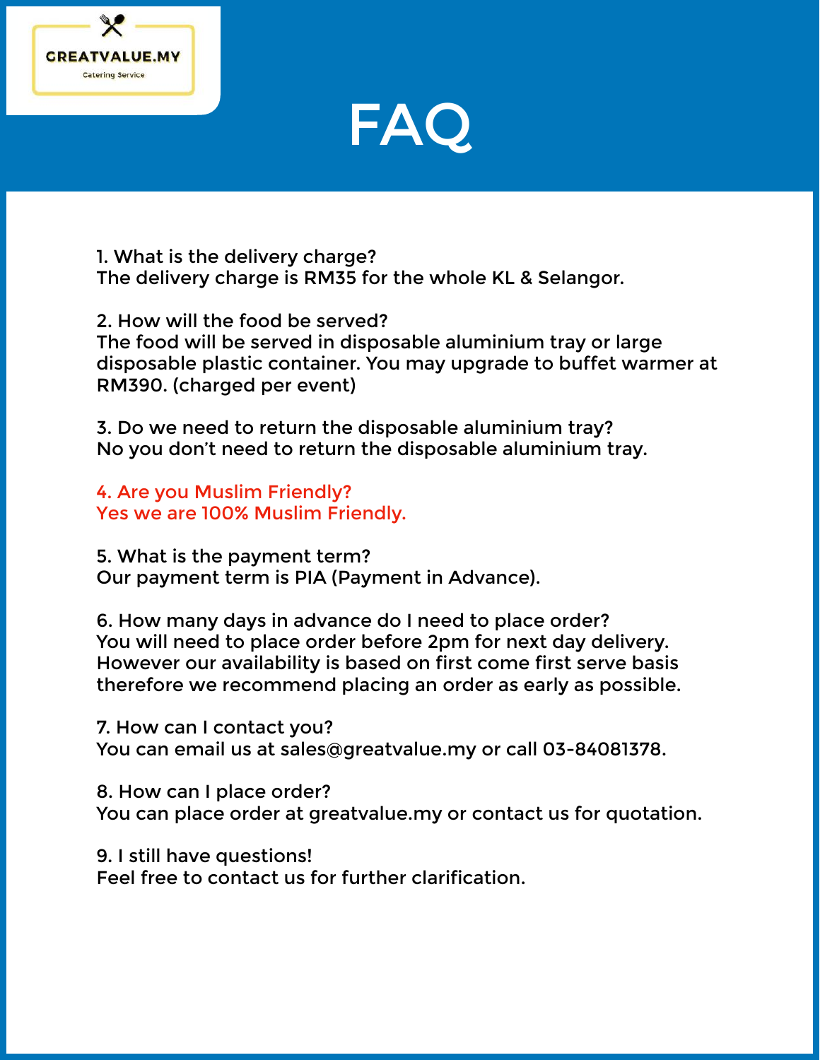GREATVALUE.MY

Catering Service

# FAQ

1. What is the delivery charge?
The delivery charge is RM35 for the whole KL & Selangor.

2. How will the food be served?
The food will be served in disposable aluminium tray or large disposable plastic container. You may upgrade to buffet warmer at RM390. (charged per event)

3. Do we need to return the disposable aluminium tray?
No you don't need to return the disposable aluminium tray.

4. Are you Muslim Friendly?
Yes we are 100% Muslim Friendly.

5. What is the payment term?
Our payment term is PIA (Payment in Advance).

6. How many days in advance do I need to place order?
You will need to place order before 2pm for next day delivery. However our availability is based on first come first serve basis therefore we recommend placing an order as early as possible.

7. How can I contact you?
You can email us at sales@greatvalue.my or call 03-84081378.

8. How can I place order?
You can place order at greatvalue.my or contact us for quotation.

9. I still have questions!
Feel free to contact us for further clarification.